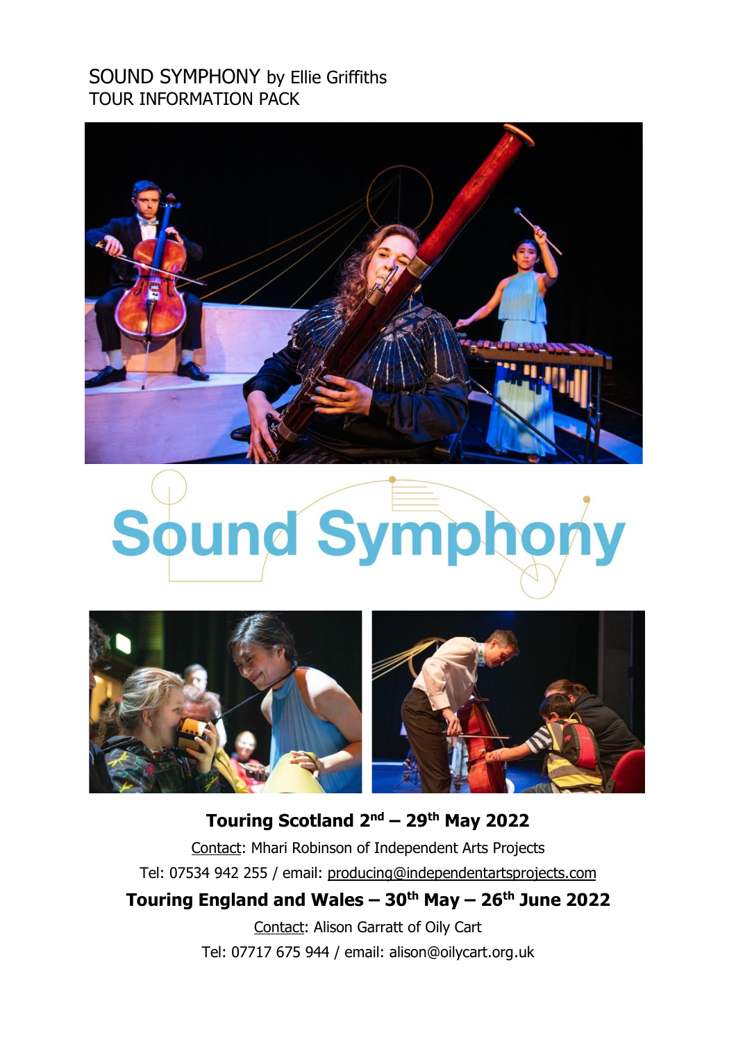SOUND SYMPHONY by Ellie Griffiths
TOUR INFORMATION PACK

# Sound Symphony

**Touring Scotland 2nd – 29th May 2022**

Contact: Mhari Robinson of Independent Arts Projects

Tel: 07534 942 255 / email: producing@independentartsprojects.com

**Touring England and Wales – 30th May – 26th June 2022**

Contact: Alison Garratt of Oily Cart

Tel: 07717 675 944 / email: alison@oilycart.org.uk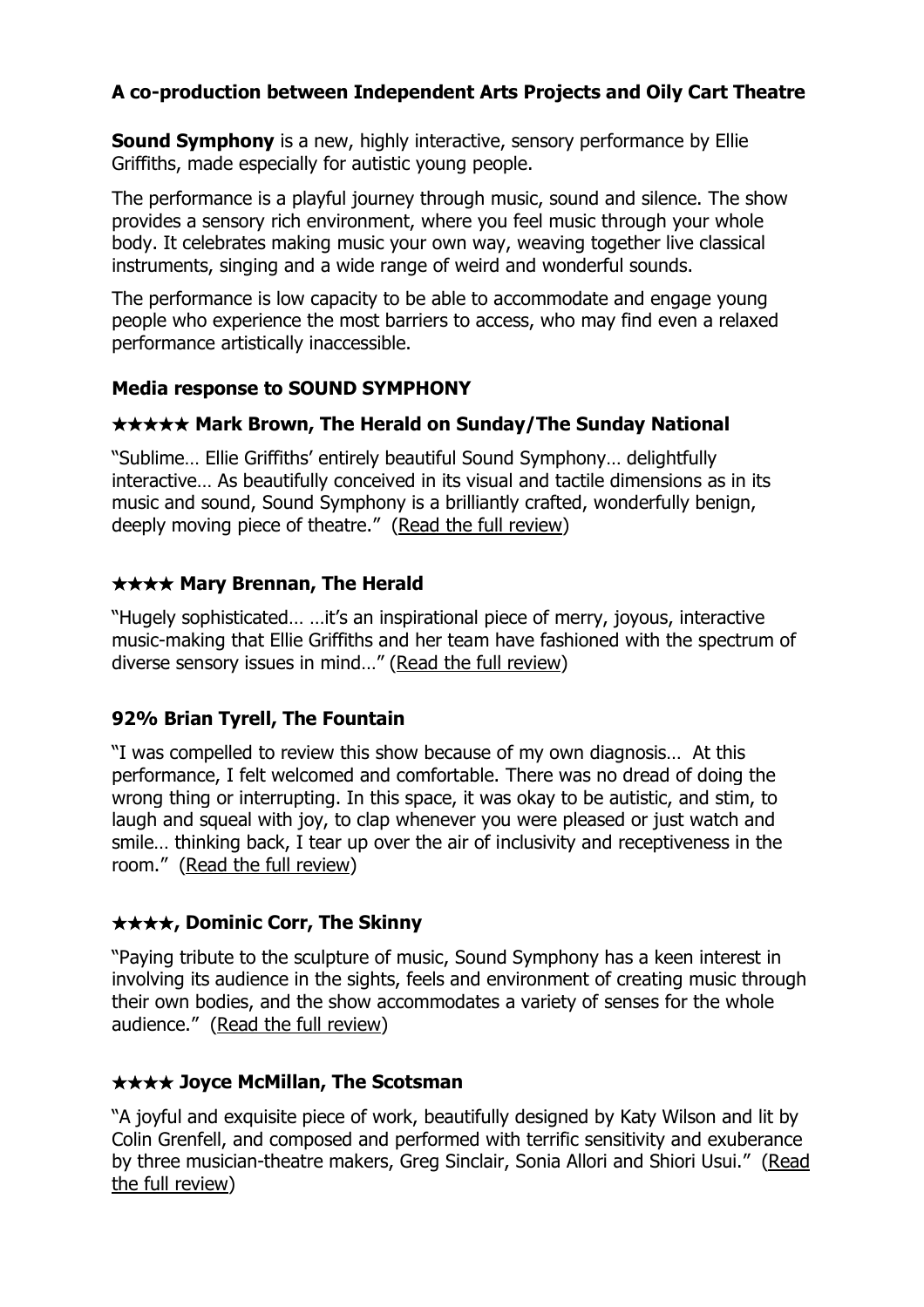**A co-production between Independent Arts Projects and Oily Cart Theatre**

**Sound Symphony** is a new, highly interactive, sensory performance by Ellie Griffiths, made especially for autistic young people.

The performance is a playful journey through music, sound and silence. The show provides a sensory rich environment, where you feel music through your whole body. It celebrates making music your own way, weaving together live classical instruments, singing and a wide range of weird and wonderful sounds.

The performance is low capacity to be able to accommodate and engage young people who experience the most barriers to access, who may find even a relaxed performance artistically inaccessible.

### Media response to SOUND SYMPHONY

### ★★★★★ Mark Brown, The Herald on Sunday/The Sunday National

"Sublime… Ellie Griffiths' entirely beautiful Sound Symphony… delightfully interactive… As beautifully conceived in its visual and tactile dimensions as in its music and sound, Sound Symphony is a brilliantly crafted, wonderfully benign, deeply moving piece of theatre." (Read the full review)

### ★★★★ Mary Brennan, The Herald

"Hugely sophisticated… …it's an inspirational piece of merry, joyous, interactive music-making that Ellie Griffiths and her team have fashioned with the spectrum of diverse sensory issues in mind…" (Read the full review)

### 92% Brian Tyrell, The Fountain

"I was compelled to review this show because of my own diagnosis… At this performance, I felt welcomed and comfortable. There was no dread of doing the wrong thing or interrupting. In this space, it was okay to be autistic, and stim, to laugh and squeal with joy, to clap whenever you were pleased or just watch and smile… thinking back, I tear up over the air of inclusivity and receptiveness in the room." (Read the full review)

### ★★★★, Dominic Corr, The Skinny

"Paying tribute to the sculpture of music, Sound Symphony has a keen interest in involving its audience in the sights, feels and environment of creating music through their own bodies, and the show accommodates a variety of senses for the whole audience." (Read the full review)

### ★★★★ Joyce McMillan, The Scotsman

"A joyful and exquisite piece of work, beautifully designed by Katy Wilson and lit by Colin Grenfell, and composed and performed with terrific sensitivity and exuberance by three musician-theatre makers, Greg Sinclair, Sonia Allori and Shiori Usui." (Read the full review)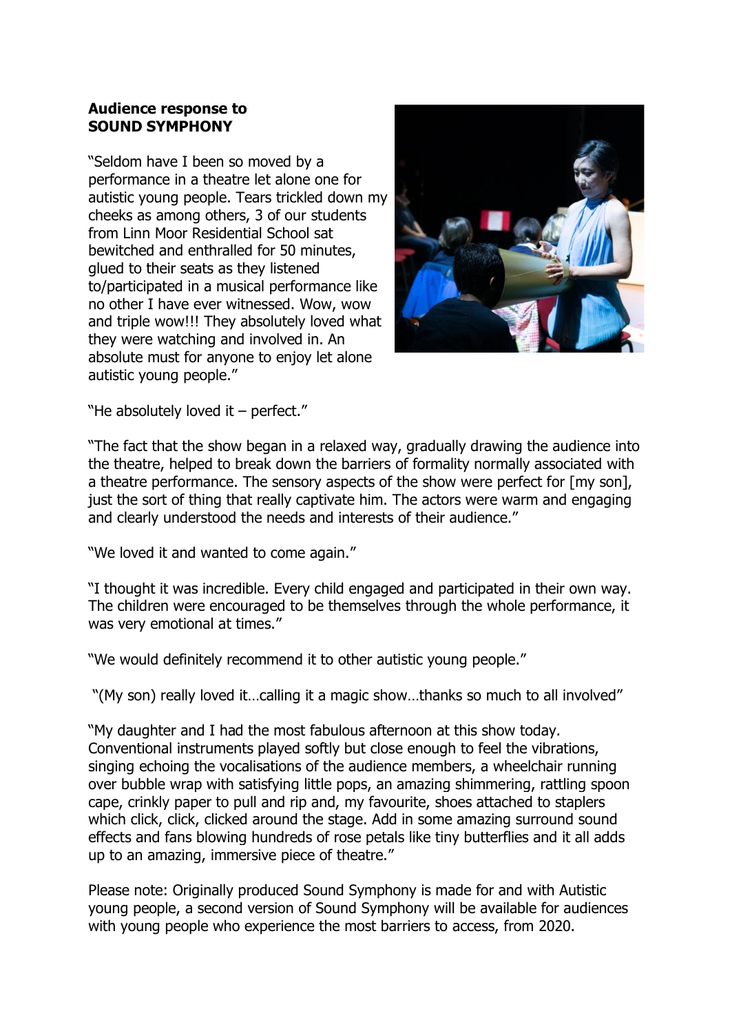**Audience response to SOUND SYMPHONY**

"Seldom have I been so moved by a performance in a theatre let alone one for autistic young people. Tears trickled down my cheeks as among others, 3 of our students from Linn Moor Residential School sat bewitched and enthralled for 50 minutes, glued to their seats as they listened to/participated in a musical performance like no other I have ever witnessed. Wow, wow and triple wow!!! They absolutely loved what they were watching and involved in. An absolute must for anyone to enjoy let alone autistic young people."

"He absolutely loved it – perfect."

"The fact that the show began in a relaxed way, gradually drawing the audience into the theatre, helped to break down the barriers of formality normally associated with a theatre performance. The sensory aspects of the show were perfect for [my son], just the sort of thing that really captivate him. The actors were warm and engaging and clearly understood the needs and interests of their audience."

"We loved it and wanted to come again."

"I thought it was incredible. Every child engaged and participated in their own way. The children were encouraged to be themselves through the whole performance, it was very emotional at times."

"We would definitely recommend it to other autistic young people."

"(My son) really loved it…calling it a magic show…thanks so much to all involved"

"My daughter and I had the most fabulous afternoon at this show today. Conventional instruments played softly but close enough to feel the vibrations, singing echoing the vocalisations of the audience members, a wheelchair running over bubble wrap with satisfying little pops, an amazing shimmering, rattling spoon cape, crinkly paper to pull and rip and, my favourite, shoes attached to staplers which click, click, clicked around the stage. Add in some amazing surround sound effects and fans blowing hundreds of rose petals like tiny butterflies and it all adds up to an amazing, immersive piece of theatre."

Please note: Originally produced Sound Symphony is made for and with Autistic young people, a second version of Sound Symphony will be available for audiences with young people who experience the most barriers to access, from 2020.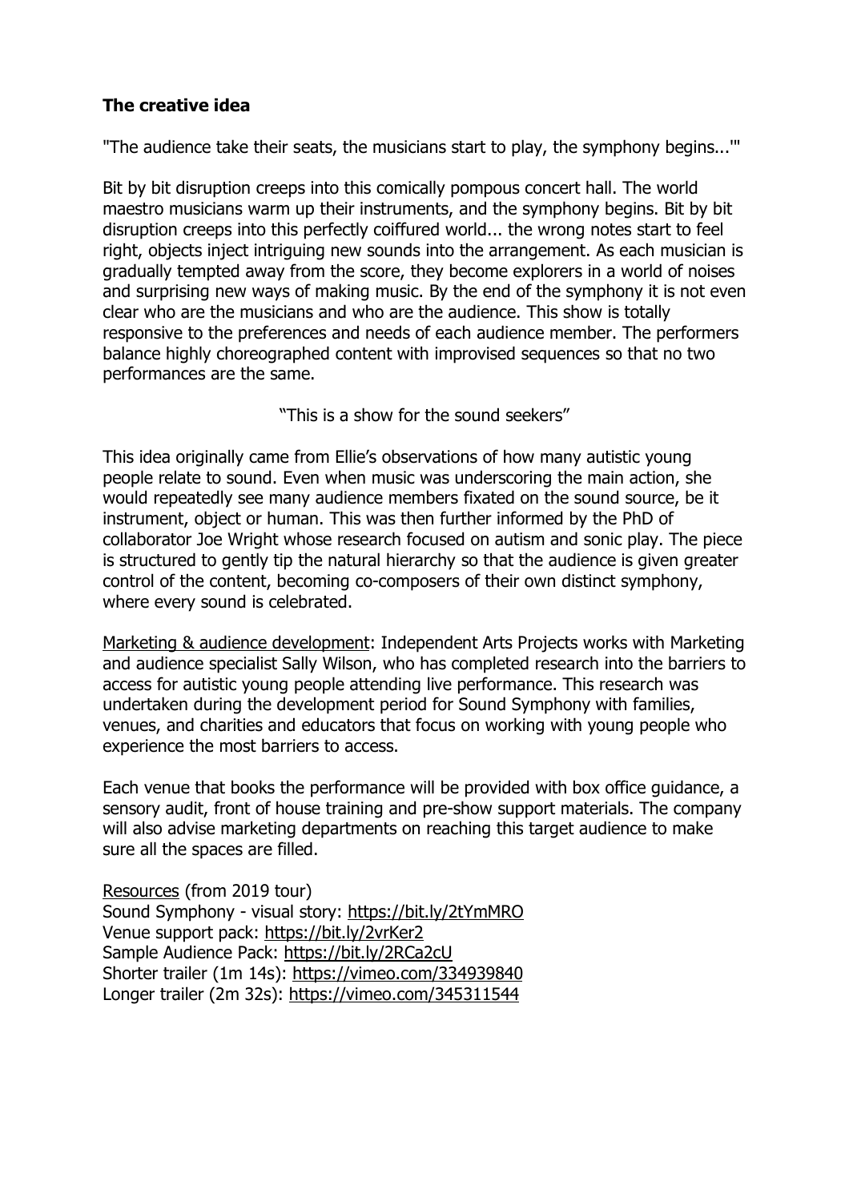**The creative idea**

"The audience take their seats, the musicians start to play, the symphony begins...'"

Bit by bit disruption creeps into this comically pompous concert hall. The world maestro musicians warm up their instruments, and the symphony begins. Bit by bit disruption creeps into this perfectly coiffured world... the wrong notes start to feel right, objects inject intriguing new sounds into the arrangement. As each musician is gradually tempted away from the score, they become explorers in a world of noises and surprising new ways of making music. By the end of the symphony it is not even clear who are the musicians and who are the audience. This show is totally responsive to the preferences and needs of each audience member. The performers balance highly choreographed content with improvised sequences so that no two performances are the same.

"This is a show for the sound seekers"

This idea originally came from Ellie's observations of how many autistic young people relate to sound. Even when music was underscoring the main action, she would repeatedly see many audience members fixated on the sound source, be it instrument, object or human. This was then further informed by the PhD of collaborator Joe Wright whose research focused on autism and sonic play. The piece is structured to gently tip the natural hierarchy so that the audience is given greater control of the content, becoming co-composers of their own distinct symphony, where every sound is celebrated.

Marketing & audience development: Independent Arts Projects works with Marketing and audience specialist Sally Wilson, who has completed research into the barriers to access for autistic young people attending live performance. This research was undertaken during the development period for Sound Symphony with families, venues, and charities and educators that focus on working with young people who experience the most barriers to access.

Each venue that books the performance will be provided with box office guidance, a sensory audit, front of house training and pre-show support materials. The company will also advise marketing departments on reaching this target audience to make sure all the spaces are filled.

Resources (from 2019 tour)
Sound Symphony - visual story: https://bit.ly/2tYmMRO
Venue support pack: https://bit.ly/2vrKer2
Sample Audience Pack: https://bit.ly/2RCa2cU
Shorter trailer (1m 14s): https://vimeo.com/334939840
Longer trailer (2m 32s): https://vimeo.com/345311544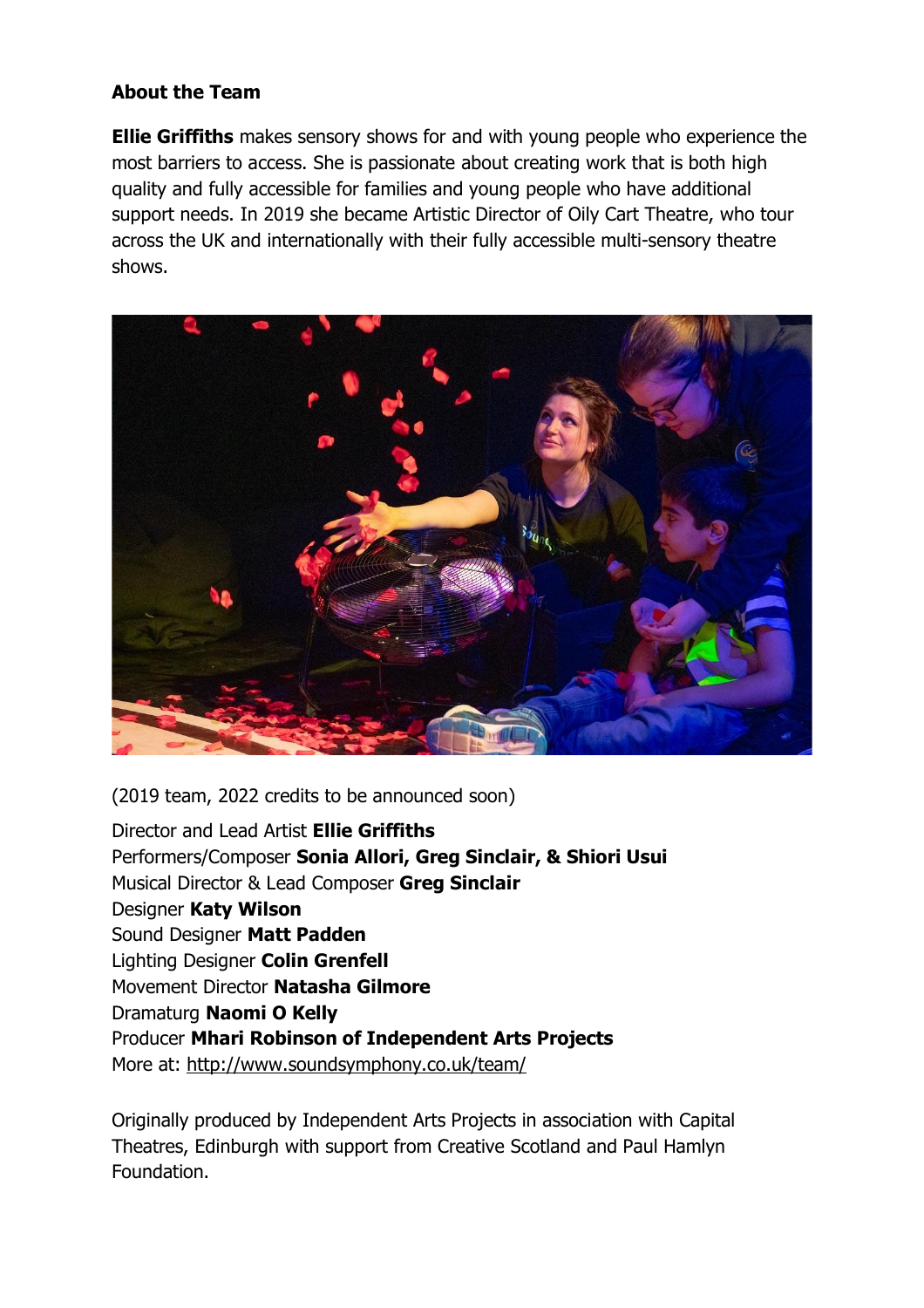**About the Team**

**Ellie Griffiths** makes sensory shows for and with young people who experience the most barriers to access. She is passionate about creating work that is both high quality and fully accessible for families and young people who have additional support needs. In 2019 she became Artistic Director of Oily Cart Theatre, who tour across the UK and internationally with their fully accessible multi-sensory theatre shows.

(2019 team, 2022 credits to be announced soon)

Director and Lead Artist **Ellie Griffiths**
Performers/Composer **Sonia Allori, Greg Sinclair, & Shiori Usui**
Musical Director & Lead Composer **Greg Sinclair**
Designer **Katy Wilson**
Sound Designer **Matt Padden**
Lighting Designer **Colin Grenfell**
Movement Director **Natasha Gilmore**
Dramaturg **Naomi O Kelly**
Producer **Mhari Robinson of Independent Arts Projects**
More at: http://www.soundsymphony.co.uk/team/

Originally produced by Independent Arts Projects in association with Capital Theatres, Edinburgh with support from Creative Scotland and Paul Hamlyn Foundation.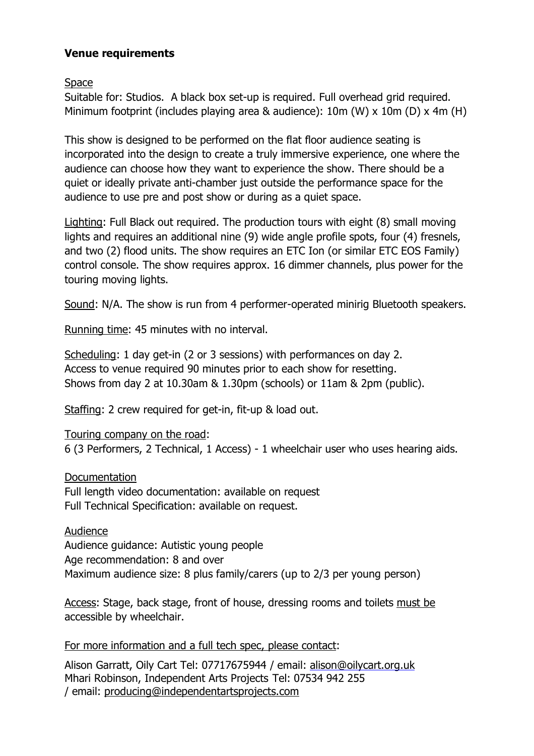**Venue requirements**

Space

Suitable for: Studios. A black box set-up is required. Full overhead grid required.
Minimum footprint (includes playing area & audience): 10m (W) x 10m (D) x 4m (H)

This show is designed to be performed on the flat floor audience seating is incorporated into the design to create a truly immersive experience, one where the audience can choose how they want to experience the show. There should be a quiet or ideally private anti-chamber just outside the performance space for the audience to use pre and post show or during as a quiet space.

Lighting: Full Black out required. The production tours with eight (8) small moving lights and requires an additional nine (9) wide angle profile spots, four (4) fresnels, and two (2) flood units. The show requires an ETC Ion (or similar ETC EOS Family) control console. The show requires approx. 16 dimmer channels, plus power for the touring moving lights.

Sound: N/A. The show is run from 4 performer-operated minirig Bluetooth speakers.

Running time: 45 minutes with no interval.

Scheduling: 1 day get-in (2 or 3 sessions) with performances on day 2.
Access to venue required 90 minutes prior to each show for resetting.
Shows from day 2 at 10.30am & 1.30pm (schools) or 11am & 2pm (public).

Staffing: 2 crew required for get-in, fit-up & load out.

Touring company on the road:
6 (3 Performers, 2 Technical, 1 Access) - 1 wheelchair user who uses hearing aids.

Documentation
Full length video documentation: available on request
Full Technical Specification: available on request.

Audience
Audience guidance: Autistic young people
Age recommendation: 8 and over
Maximum audience size: 8 plus family/carers (up to 2/3 per young person)

Access: Stage, back stage, front of house, dressing rooms and toilets must be accessible by wheelchair.

For more information and a full tech spec, please contact:

Alison Garratt, Oily Cart Tel: 07717675944 / email: alison@oilycart.org.uk
Mhari Robinson, Independent Arts Projects Tel: 07534 942 255
/ email: producing@independentartsprojects.com